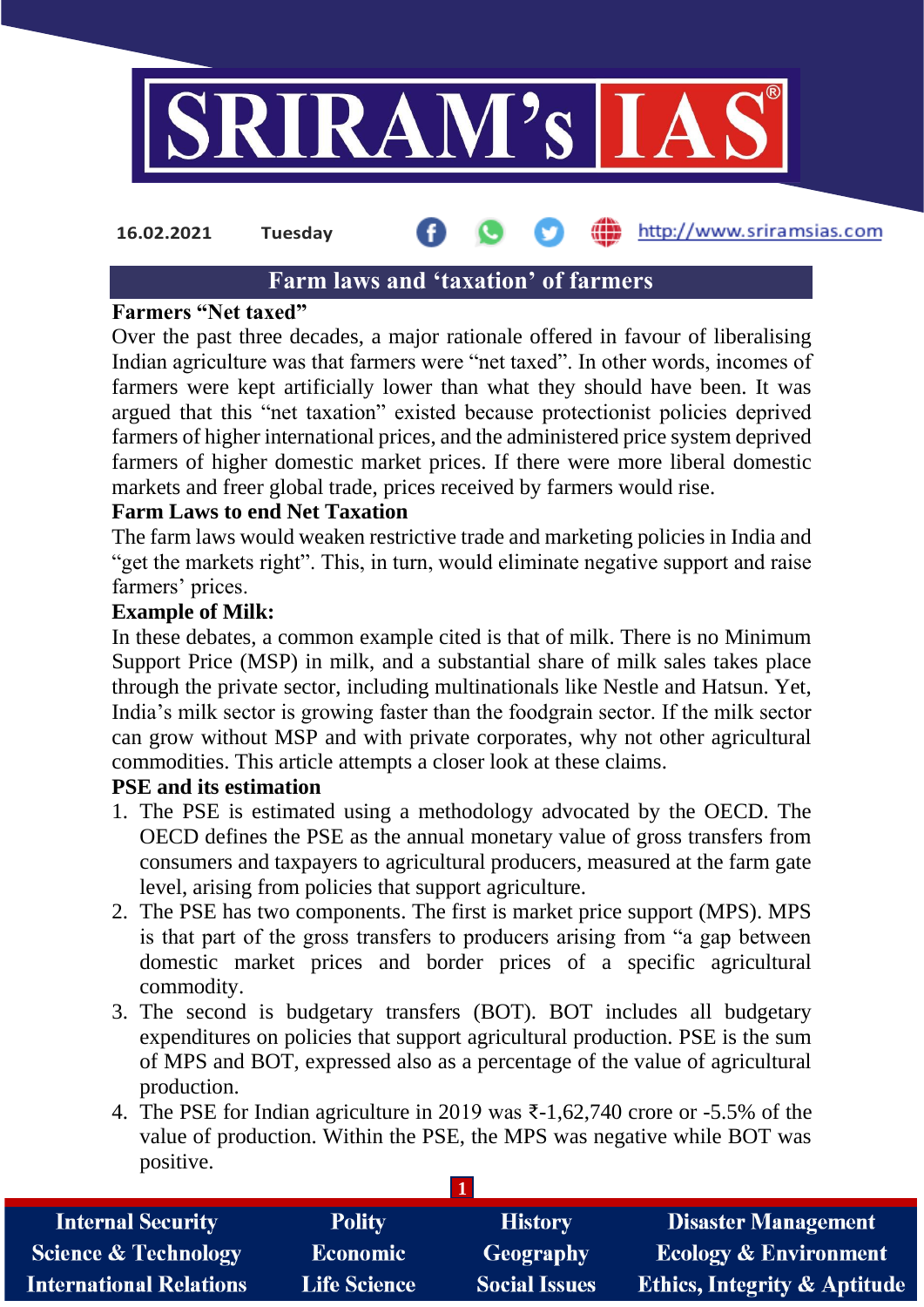16.02.2021 Tuesday http://www.sriramsias.com

# Farm laws and 'taxation' of farmers

**Farmers "Net taxed"**

Over the past three decades, a major rationale offered in favour of liberalising Indian agriculture was that farmers were "net taxed". In other words, incomes of farmers were kept artificially lower than what they should have been. It was argued that this "net taxation" existed because protectionist policies deprived farmers of higher international prices, and the administered price system deprived farmers of higher domestic market prices. If there were more liberal domestic markets and freer global trade, prices received by farmers would rise.

**Farm Laws to end Net Taxation**

The farm laws would weaken restrictive trade and marketing policies in India and "get the markets right". This, in turn, would eliminate negative support and raise farmers' prices.

**Example of Milk:**

In these debates, a common example cited is that of milk. There is no Minimum Support Price (MSP) in milk, and a substantial share of milk sales takes place through the private sector, including multinationals like Nestle and Hatsun. Yet, India's milk sector is growing faster than the foodgrain sector. If the milk sector can grow without MSP and with private corporates, why not other agricultural commodities. This article attempts a closer look at these claims.

**PSE and its estimation**

1. The PSE is estimated using a methodology advocated by the OECD. The OECD defines the PSE as the annual monetary value of gross transfers from consumers and taxpayers to agricultural producers, measured at the farm gate level, arising from policies that support agriculture.
2. The PSE has two components. The first is market price support (MPS). MPS is that part of the gross transfers to producers arising from "a gap between domestic market prices and border prices of a specific agricultural commodity.
3. The second is budgetary transfers (BOT). BOT includes all budgetary expenditures on policies that support agricultural production. PSE is the sum of MPS and BOT, expressed also as a percentage of the value of agricultural production.
4. The PSE for Indian agriculture in 2019 was ₹-1,62,740 crore or -5.5% of the value of production. Within the PSE, the MPS was negative while BOT was positive.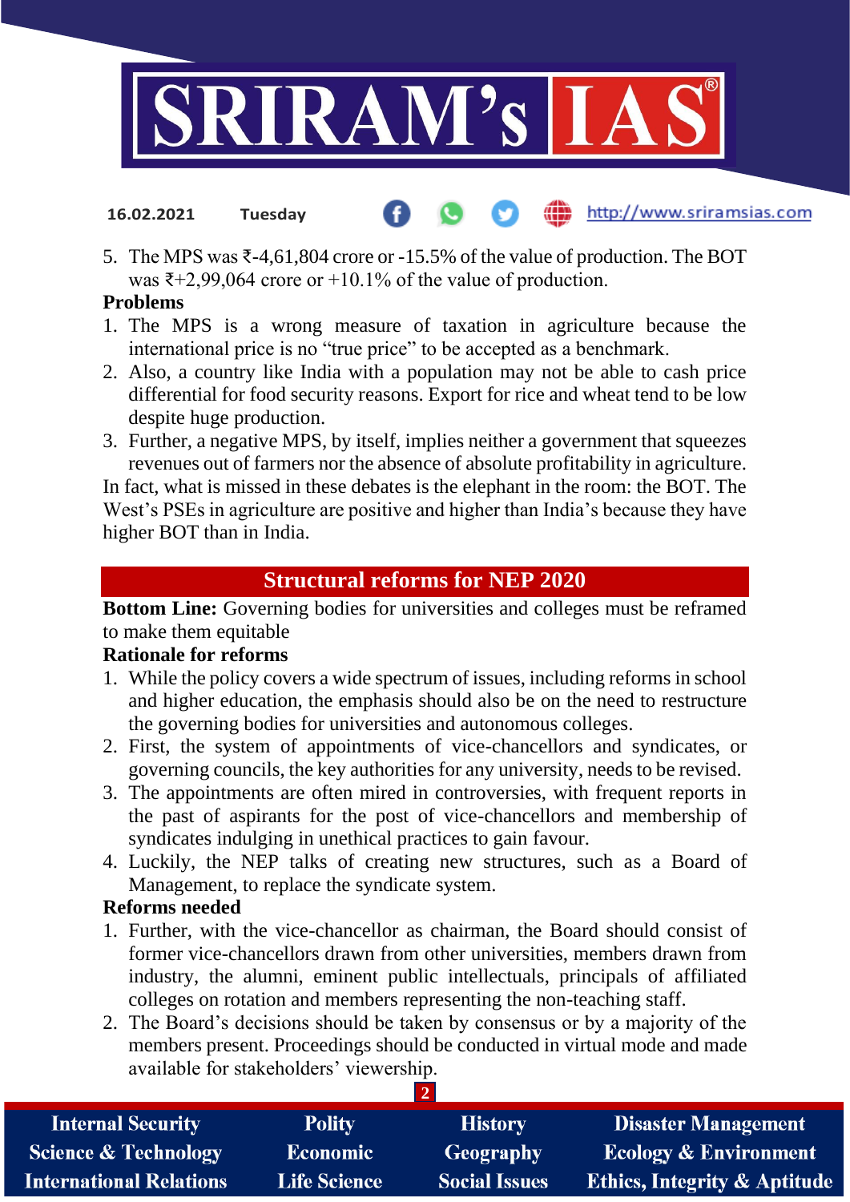5. The MPS was ₹-4,61,804 crore or -15.5% of the value of production. The BOT was ₹+2,99,064 crore or +10.1% of the value of production.

**Problems**

1. The MPS is a wrong measure of taxation in agriculture because the international price is no "true price" to be accepted as a benchmark.
2. Also, a country like India with a population may not be able to cash price differential for food security reasons. Export for rice and wheat tend to be low despite huge production.
3. Further, a negative MPS, by itself, implies neither a government that squeezes revenues out of farmers nor the absence of absolute profitability in agriculture.

In fact, what is missed in these debates is the elephant in the room: the BOT. The West's PSEs in agriculture are positive and higher than India's because they have higher BOT than in India.

## Structural reforms for NEP 2020

**Bottom Line:** Governing bodies for universities and colleges must be reframed to make them equitable

**Rationale for reforms**

1. While the policy covers a wide spectrum of issues, including reforms in school and higher education, the emphasis should also be on the need to restructure the governing bodies for universities and autonomous colleges.
2. First, the system of appointments of vice-chancellors and syndicates, or governing councils, the key authorities for any university, needs to be revised.
3. The appointments are often mired in controversies, with frequent reports in the past of aspirants for the post of vice-chancellors and membership of syndicates indulging in unethical practices to gain favour.
4. Luckily, the NEP talks of creating new structures, such as a Board of Management, to replace the syndicate system.

**Reforms needed**

1. Further, with the vice-chancellor as chairman, the Board should consist of former vice-chancellors drawn from other universities, members drawn from industry, the alumni, eminent public intellectuals, principals of affiliated colleges on rotation and members representing the non-teaching staff.
2. The Board's decisions should be taken by consensus or by a majority of the members present. Proceedings should be conducted in virtual mode and made available for stakeholders' viewership.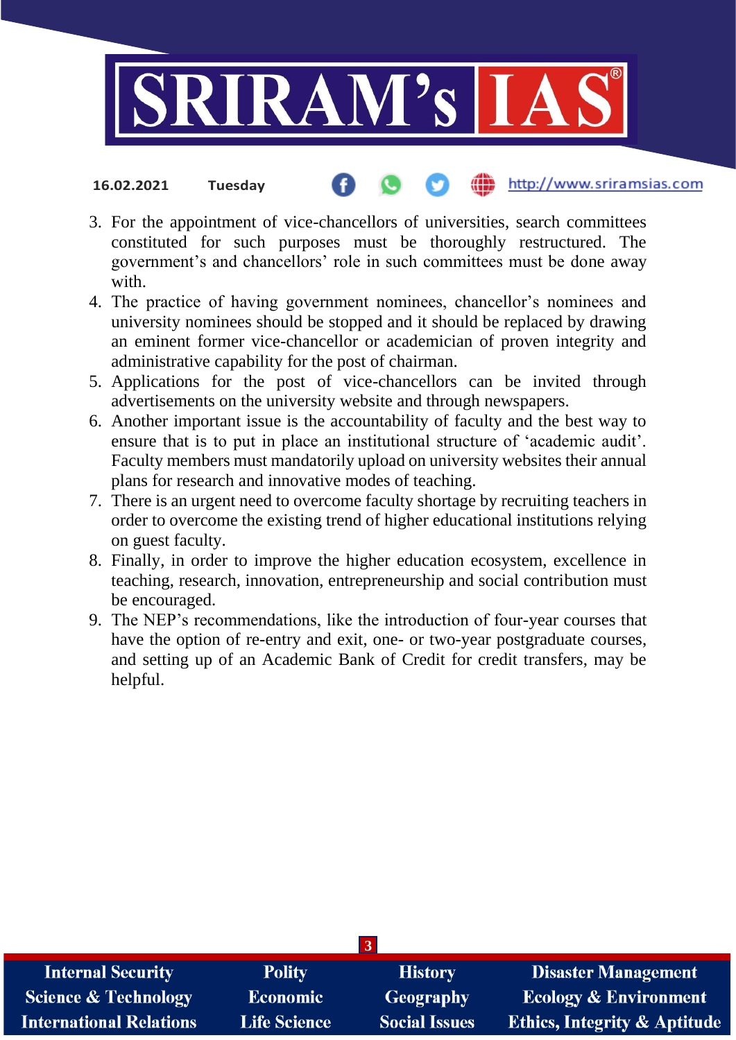3. For the appointment of vice-chancellors of universities, search committees constituted for such purposes must be thoroughly restructured. The government's and chancellors' role in such committees must be done away with.
4. The practice of having government nominees, chancellor's nominees and university nominees should be stopped and it should be replaced by drawing an eminent former vice-chancellor or academician of proven integrity and administrative capability for the post of chairman.
5. Applications for the post of vice-chancellors can be invited through advertisements on the university website and through newspapers.
6. Another important issue is the accountability of faculty and the best way to ensure that is to put in place an institutional structure of 'academic audit'. Faculty members must mandatorily upload on university websites their annual plans for research and innovative modes of teaching.
7. There is an urgent need to overcome faculty shortage by recruiting teachers in order to overcome the existing trend of higher educational institutions relying on guest faculty.
8. Finally, in order to improve the higher education ecosystem, excellence in teaching, research, innovation, entrepreneurship and social contribution must be encouraged.
9. The NEP's recommendations, like the introduction of four-year courses that have the option of re-entry and exit, one- or two-year postgraduate courses, and setting up of an Academic Bank of Credit for credit transfers, may be helpful.